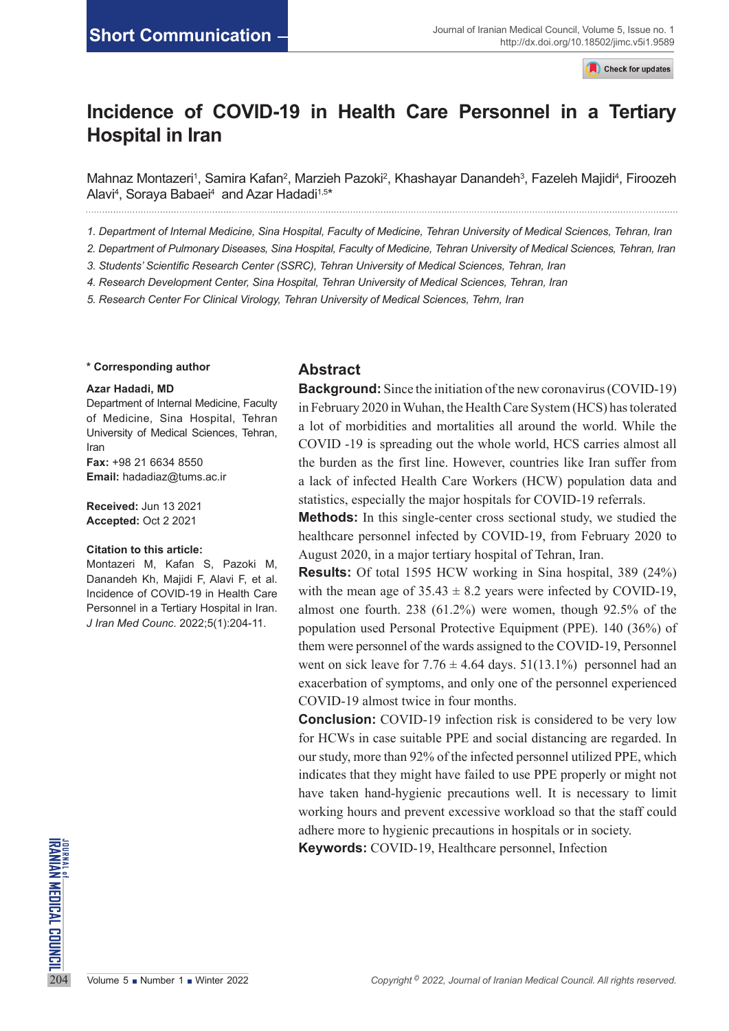Short Communication

# Incidence of COVID-19 in Health Care Personnel in a Tertiary Hospital in Iran

Mahnaz Montazeri[1], Samira Kafan[2], Marzieh Pazoki[2], Khashayar Danandeh[3], Fazeleh Majidi[4], Firoozeh Alavi[4], Soraya Babaei[4] and Azar Hadadi[1,5*]

*1. Department of Internal Medicine, Sina Hospital, Faculty of Medicine, Tehran University of Medical Sciences, Tehran, Iran*
*2. Department of Pulmonary Diseases, Sina Hospital, Faculty of Medicine, Tehran University of Medical Sciences, Tehran, Iran*
*3. Students' Scientific Research Center (SSRC), Tehran University of Medical Sciences, Tehran, Iran*
*4. Research Development Center, Sina Hospital, Tehran University of Medical Sciences, Tehran, Iran*
*5. Research Center For Clinical Virology, Tehran University of Medical Sciences, Tehrn, Iran*

**\* Corresponding author**

**Azar Hadadi, MD**
Department of Internal Medicine, Faculty of Medicine, Sina Hospital, Tehran University of Medical Sciences, Tehran, Iran
**Fax:** +98 21 6634 8550
**Email:** hadadiaz@tums.ac.ir

**Received:** Jun 13 2021
**Accepted:** Oct 2 2021

**Citation to this article:**
Montazeri M, Kafan S, Pazoki M, Danandeh Kh, Majidi F, Alavi F, et al. Incidence of COVID-19 in Health Care Personnel in a Tertiary Hospital in Iran. *J Iran Med Counc.* 2022;5(1):204-11.

## Abstract

**Background:** Since the initiation of the new coronavirus (COVID-19) in February 2020 in Wuhan, the Health Care System (HCS) has tolerated a lot of morbidities and mortalities all around the world. While the COVID -19 is spreading out the whole world, HCS carries almost all the burden as the first line. However, countries like Iran suffer from a lack of infected Health Care Workers (HCW) population data and statistics, especially the major hospitals for COVID-19 referrals.

**Methods:** In this single-center cross sectional study, we studied the healthcare personnel infected by COVID-19, from February 2020 to August 2020, in a major tertiary hospital of Tehran, Iran.

**Results:** Of total 1595 HCW working in Sina hospital, 389 (24%) with the mean age of 35.43 ± 8.2 years were infected by COVID-19, almost one fourth. 238 (61.2%) were women, though 92.5% of the population used Personal Protective Equipment (PPE). 140 (36%) of them were personnel of the wards assigned to the COVID-19, Personnel went on sick leave for 7.76 ± 4.64 days. 51(13.1%) personnel had an exacerbation of symptoms, and only one of the personnel experienced COVID-19 almost twice in four months.

**Conclusion:** COVID-19 infection risk is considered to be very low for HCWs in case suitable PPE and social distancing are regarded. In our study, more than 92% of the infected personnel utilized PPE, which indicates that they might have failed to use PPE properly or might not have taken hand-hygienic precautions well. It is necessary to limit working hours and prevent excessive workload so that the staff could adhere more to hygienic precautions in hospitals or in society.

**Keywords:** COVID-19, Healthcare personnel, Infection

*Copyright © 2022, Journal of Iranian Medical Council. All rights reserved.*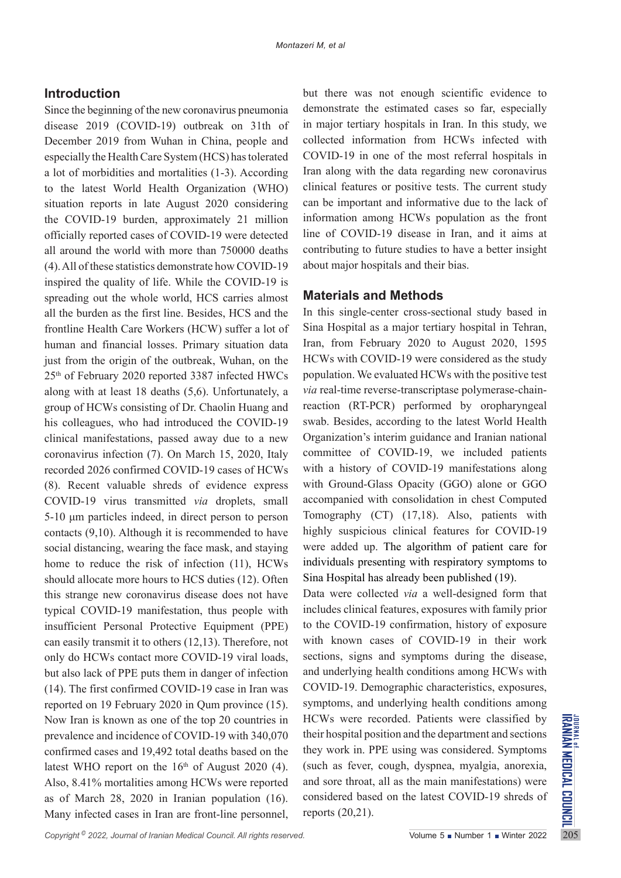## Introduction

Since the beginning of the new coronavirus pneumonia disease 2019 (COVID-19) outbreak on 31th of December 2019 from Wuhan in China, people and especially the Health Care System (HCS) has tolerated a lot of morbidities and mortalities (1-3). According to the latest World Health Organization (WHO) situation reports in late August 2020 considering the COVID-19 burden, approximately 21 million officially reported cases of COVID-19 were detected all around the world with more than 750000 deaths (4). All of these statistics demonstrate how COVID-19 inspired the quality of life. While the COVID-19 is spreading out the whole world, HCS carries almost all the burden as the first line. Besides, HCS and the frontline Health Care Workers (HCW) suffer a lot of human and financial losses. Primary situation data just from the origin of the outbreak, Wuhan, on the 25th of February 2020 reported 3387 infected HWCs along with at least 18 deaths (5,6). Unfortunately, a group of HCWs consisting of Dr. Chaolin Huang and his colleagues, who had introduced the COVID-19 clinical manifestations, passed away due to a new coronavirus infection (7). On March 15, 2020, Italy recorded 2026 confirmed COVID-19 cases of HCWs (8). Recent valuable shreds of evidence express COVID-19 virus transmitted *via* droplets, small 5-10 μm particles indeed, in direct person to person contacts (9,10). Although it is recommended to have social distancing, wearing the face mask, and staying home to reduce the risk of infection (11), HCWs should allocate more hours to HCS duties (12). Often this strange new coronavirus disease does not have typical COVID-19 manifestation, thus people with insufficient Personal Protective Equipment (PPE) can easily transmit it to others (12,13). Therefore, not only do HCWs contact more COVID-19 viral loads, but also lack of PPE puts them in danger of infection (14). The first confirmed COVID-19 case in Iran was reported on 19 February 2020 in Qum province (15). Now Iran is known as one of the top 20 countries in prevalence and incidence of COVID-19 with 340,070 confirmed cases and 19,492 total deaths based on the latest WHO report on the 16th of August 2020 (4). Also, 8.41% mortalities among HCWs were reported as of March 28, 2020 in Iranian population (16). Many infected cases in Iran are front-line personnel, but there was not enough scientific evidence to demonstrate the estimated cases so far, especially in major tertiary hospitals in Iran. In this study, we collected information from HCWs infected with COVID-19 in one of the most referral hospitals in Iran along with the data regarding new coronavirus clinical features or positive tests. The current study can be important and informative due to the lack of information among HCWs population as the front line of COVID-19 disease in Iran, and it aims at contributing to future studies to have a better insight about major hospitals and their bias.

## Materials and Methods

In this single-center cross-sectional study based in Sina Hospital as a major tertiary hospital in Tehran, Iran, from February 2020 to August 2020, 1595 HCWs with COVID-19 were considered as the study population. We evaluated HCWs with the positive test *via* real-time reverse-transcriptase polymerase-chain-reaction (RT-PCR) performed by oropharyngeal swab. Besides, according to the latest World Health Organization's interim guidance and Iranian national committee of COVID-19, we included patients with a history of COVID-19 manifestations along with Ground-Glass Opacity (GGO) alone or GGO accompanied with consolidation in chest Computed Tomography (CT) (17,18). Also, patients with highly suspicious clinical features for COVID-19 were added up. The algorithm of patient care for individuals presenting with respiratory symptoms to Sina Hospital has already been published (19).

Data were collected *via* a well-designed form that includes clinical features, exposures with family prior to the COVID-19 confirmation, history of exposure with known cases of COVID-19 in their work sections, signs and symptoms during the disease, and underlying health conditions among HCWs with COVID-19. Demographic characteristics, exposures, symptoms, and underlying health conditions among HCWs were recorded. Patients were classified by their hospital position and the department and sections they work in. PPE using was considered. Symptoms (such as fever, cough, dyspnea, myalgia, anorexia, and sore throat, all as the main manifestations) were considered based on the latest COVID-19 shreds of reports (20,21).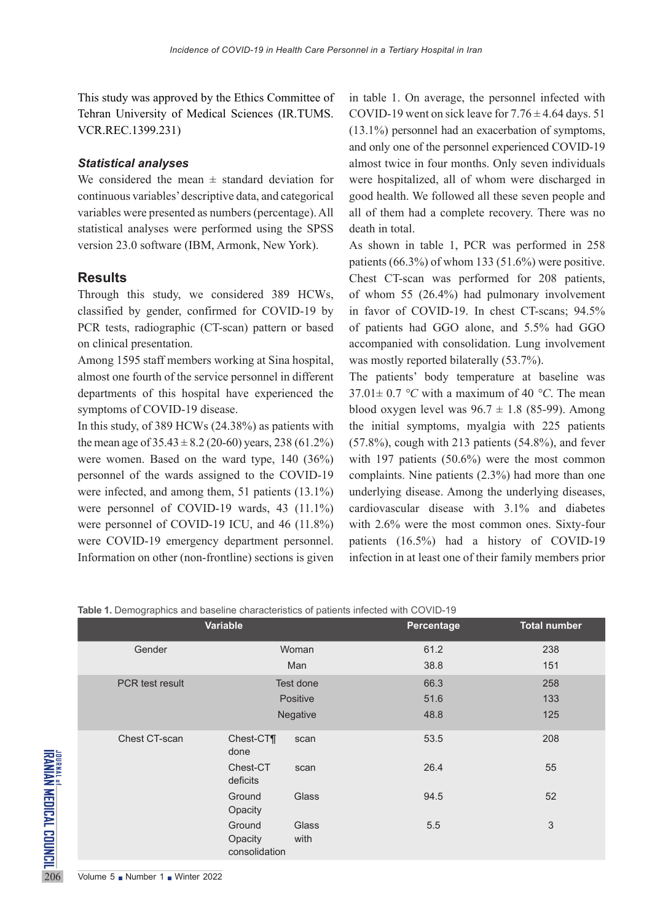This study was approved by the Ethics Committee of Tehran University of Medical Sciences (IR.TUMS.VCR.REC.1399.231)

### *Statistical analyses*

We considered the mean ± standard deviation for continuous variables' descriptive data, and categorical variables were presented as numbers (percentage). All statistical analyses were performed using the SPSS version 23.0 software (IBM, Armonk, New York).

## Results

Through this study, we considered 389 HCWs, classified by gender, confirmed for COVID-19 by PCR tests, radiographic (CT-scan) pattern or based on clinical presentation.

Among 1595 staff members working at Sina hospital, almost one fourth of the service personnel in different departments of this hospital have experienced the symptoms of COVID-19 disease.

In this study, of 389 HCWs (24.38%) as patients with the mean age of 35.43 ± 8.2 (20-60) years, 238 (61.2%) were women. Based on the ward type, 140 (36%) personnel of the wards assigned to the COVID-19 were infected, and among them, 51 patients (13.1%) were personnel of COVID-19 wards, 43 (11.1%) were personnel of COVID-19 ICU, and 46 (11.8%) were COVID-19 emergency department personnel. Information on other (non-frontline) sections is given in table 1. On average, the personnel infected with COVID-19 went on sick leave for 7.76 ± 4.64 days. 51 (13.1%) personnel had an exacerbation of symptoms, and only one of the personnel experienced COVID-19 almost twice in four months. Only seven individuals were hospitalized, all of whom were discharged in good health. We followed all these seven people and all of them had a complete recovery. There was no death in total.

As shown in table 1, PCR was performed in 258 patients (66.3%) of whom 133 (51.6%) were positive. Chest CT-scan was performed for 208 patients, of whom 55 (26.4%) had pulmonary involvement in favor of COVID-19. In chest CT-scans; 94.5% of patients had GGO alone, and 5.5% had GGO accompanied with consolidation. Lung involvement was mostly reported bilaterally (53.7%).

The patients' body temperature at baseline was 37.01± 0.7 *°C* with a maximum of 40 *°C*. The mean blood oxygen level was 96.7 ± 1.8 (85-99). Among the initial symptoms, myalgia with 225 patients (57.8%), cough with 213 patients (54.8%), and fever with 197 patients (50.6%) were the most common complaints. Nine patients (2.3%) had more than one underlying disease. Among the underlying diseases, cardiovascular disease with 3.1% and diabetes with 2.6% were the most common ones. Sixty-four patients (16.5%) had a history of COVID-19 infection in at least one of their family members prior

**Table 1.** Demographics and baseline characteristics of patients infected with COVID-19

| Variable | | Percentage | Total number |
|---|---|---|---|
| Gender | Woman | 61.2 | 238 |
| | Man | 38.8 | 151 |
| PCR test result | Test done | 66.3 | 258 |
| | Positive | 51.6 | 133 |
| | Negative | 48.8 | 125 |
| Chest CT-scan | Chest-CT¶ scan done | 53.5 | 208 |
| | Chest-CT scan deficits | 26.4 | 55 |
| | Ground Glass Opacity | 94.5 | 52 |
| | Ground Glass Opacity with consolidation | 5.5 | 3 |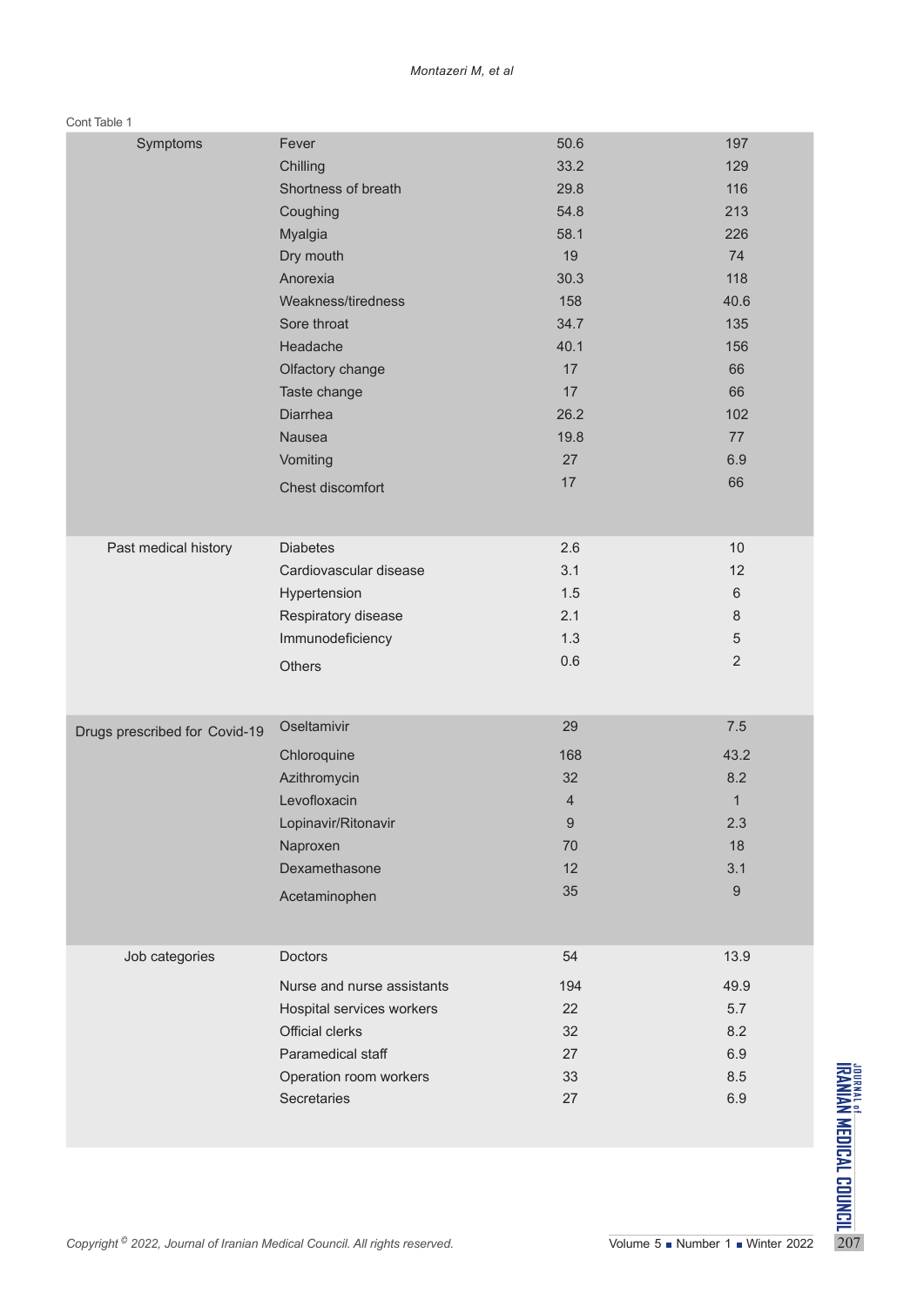Cont Table 1

| | | | |
|---|---|---|---|
| Symptoms | Fever | 50.6 | 197 |
| | Chilling | 33.2 | 129 |
| | Shortness of breath | 29.8 | 116 |
| | Coughing | 54.8 | 213 |
| | Myalgia | 58.1 | 226 |
| | Dry mouth | 19 | 74 |
| | Anorexia | 30.3 | 118 |
| | Weakness/tiredness | 158 | 40.6 |
| | Sore throat | 34.7 | 135 |
| | Headache | 40.1 | 156 |
| | Olfactory change | 17 | 66 |
| | Taste change | 17 | 66 |
| | Diarrhea | 26.2 | 102 |
| | Nausea | 19.8 | 77 |
| | Vomiting | 27 | 6.9 |
| | Chest discomfort | 17 | 66 |
| Past medical history | Diabetes | 2.6 | 10 |
| | Cardiovascular disease | 3.1 | 12 |
| | Hypertension | 1.5 | 6 |
| | Respiratory disease | 2.1 | 8 |
| | Immunodeficiency | 1.3 | 5 |
| | Others | 0.6 | 2 |
| Drugs prescribed for Covid-19 | Oseltamivir | 29 | 7.5 |
| | Chloroquine | 168 | 43.2 |
| | Azithromycin | 32 | 8.2 |
| | Levofloxacin | 4 | 1 |
| | Lopinavir/Ritonavir | 9 | 2.3 |
| | Naproxen | 70 | 18 |
| | Dexamethasone | 12 | 3.1 |
| | Acetaminophen | 35 | 9 |
| Job categories | Doctors | 54 | 13.9 |
| | Nurse and nurse assistants | 194 | 49.9 |
| | Hospital services workers | 22 | 5.7 |
| | Official clerks | 32 | 8.2 |
| | Paramedical staff | 27 | 6.9 |
| | Operation room workers | 33 | 8.5 |
| | Secretaries | 27 | 6.9 |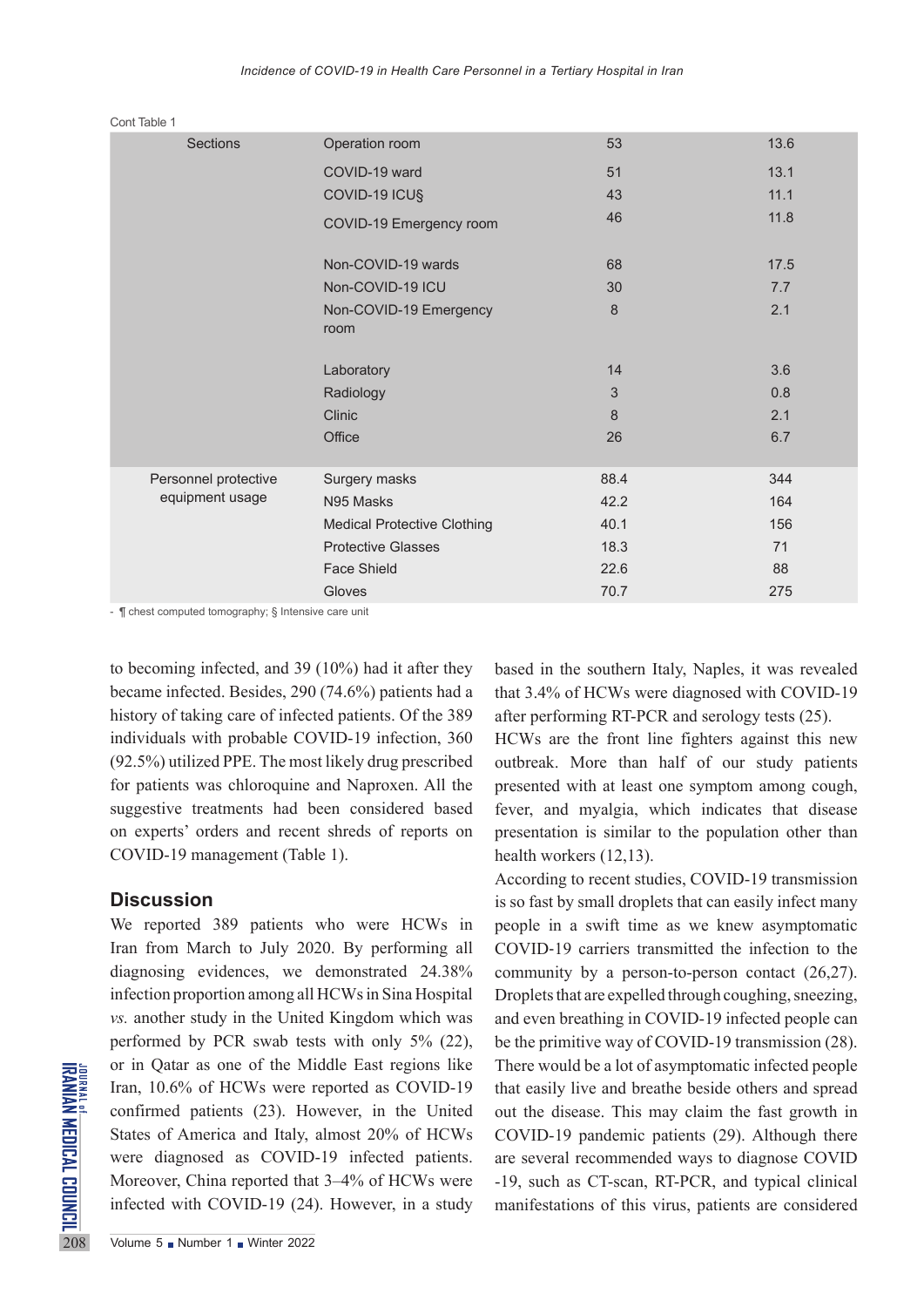Cont Table 1

| | | | |
|---|---|---|---|
| Sections | Operation room | 53 | 13.6 |
| | COVID-19 ward | 51 | 13.1 |
| | COVID-19 ICU§ | 43 | 11.1 |
| | COVID-19 Emergency room | 46 | 11.8 |
| | Non-COVID-19 wards | 68 | 17.5 |
| | Non-COVID-19 ICU | 30 | 7.7 |
| | Non-COVID-19 Emergency room | 8 | 2.1 |
| | Laboratory | 14 | 3.6 |
| | Radiology | 3 | 0.8 |
| | Clinic | 8 | 2.1 |
| | Office | 26 | 6.7 |
| Personnel protective equipment usage | Surgery masks | 88.4 | 344 |
| | N95 Masks | 42.2 | 164 |
| | Medical Protective Clothing | 40.1 | 156 |
| | Protective Glasses | 18.3 | 71 |
| | Face Shield | 22.6 | 88 |
| | Gloves | 70.7 | 275 |

- ¶ chest computed tomography; § Intensive care unit

to becoming infected, and 39 (10%) had it after they became infected. Besides, 290 (74.6%) patients had a history of taking care of infected patients. Of the 389 individuals with probable COVID-19 infection, 360 (92.5%) utilized PPE. The most likely drug prescribed for patients was chloroquine and Naproxen. All the suggestive treatments had been considered based on experts' orders and recent shreds of reports on COVID-19 management (Table 1).

## Discussion

We reported 389 patients who were HCWs in Iran from March to July 2020. By performing all diagnosing evidences, we demonstrated 24.38% infection proportion among all HCWs in Sina Hospital *vs.* another study in the United Kingdom which was performed by PCR swab tests with only 5% (22), or in Qatar as one of the Middle East regions like Iran, 10.6% of HCWs were reported as COVID-19 confirmed patients (23). However, in the United States of America and Italy, almost 20% of HCWs were diagnosed as COVID-19 infected patients. Moreover, China reported that 3–4% of HCWs were infected with COVID-19 (24). However, in a study based in the southern Italy, Naples, it was revealed that 3.4% of HCWs were diagnosed with COVID-19 after performing RT-PCR and serology tests (25).

HCWs are the front line fighters against this new outbreak. More than half of our study patients presented with at least one symptom among cough, fever, and myalgia, which indicates that disease presentation is similar to the population other than health workers (12,13).

According to recent studies, COVID-19 transmission is so fast by small droplets that can easily infect many people in a swift time as we knew asymptomatic COVID-19 carriers transmitted the infection to the community by a person-to-person contact (26,27). Droplets that are expelled through coughing, sneezing, and even breathing in COVID-19 infected people can be the primitive way of COVID-19 transmission (28). There would be a lot of asymptomatic infected people that easily live and breathe beside others and spread out the disease. This may claim the fast growth in COVID-19 pandemic patients (29). Although there are several recommended ways to diagnose COVID -19, such as CT-scan, RT-PCR, and typical clinical manifestations of this virus, patients are considered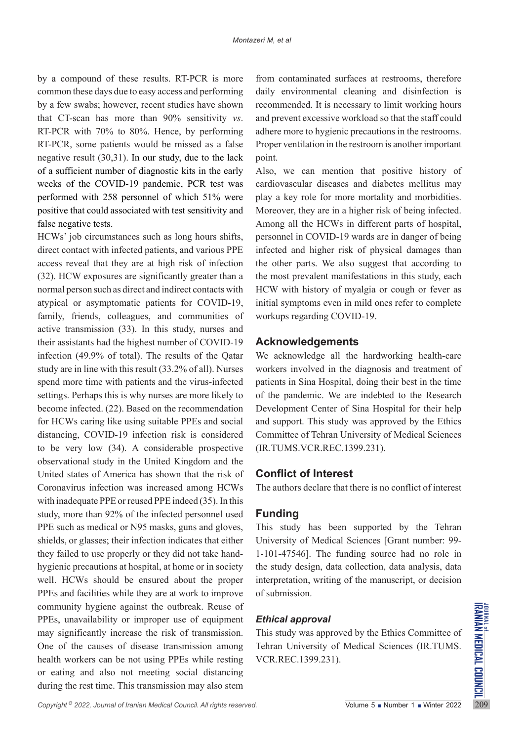by a compound of these results. RT-PCR is more common these days due to easy access and performing by a few swabs; however, recent studies have shown that CT-scan has more than 90% sensitivity *vs*. RT-PCR with 70% to 80%. Hence, by performing RT-PCR, some patients would be missed as a false negative result (30,31). In our study, due to the lack of a sufficient number of diagnostic kits in the early weeks of the COVID-19 pandemic, PCR test was performed with 258 personnel of which 51% were positive that could associated with test sensitivity and false negative tests.

HCWs' job circumstances such as long hours shifts, direct contact with infected patients, and various PPE access reveal that they are at high risk of infection (32). HCW exposures are significantly greater than a normal person such as direct and indirect contacts with atypical or asymptomatic patients for COVID-19, family, friends, colleagues, and communities of active transmission (33). In this study, nurses and their assistants had the highest number of COVID-19 infection (49.9% of total). The results of the Qatar study are in line with this result (33.2% of all). Nurses spend more time with patients and the virus-infected settings. Perhaps this is why nurses are more likely to become infected. (22). Based on the recommendation for HCWs caring like using suitable PPEs and social distancing, COVID-19 infection risk is considered to be very low (34). A considerable prospective observational study in the United Kingdom and the United states of America has shown that the risk of Coronavirus infection was increased among HCWs with inadequate PPE or reused PPE indeed (35). In this study, more than 92% of the infected personnel used PPE such as medical or N95 masks, guns and gloves, shields, or glasses; their infection indicates that either they failed to use properly or they did not take hand-hygienic precautions at hospital, at home or in society well. HCWs should be ensured about the proper PPEs and facilities while they are at work to improve community hygiene against the outbreak. Reuse of PPEs, unavailability or improper use of equipment may significantly increase the risk of transmission. One of the causes of disease transmission among health workers can be not using PPEs while resting or eating and also not meeting social distancing during the rest time. This transmission may also stem from contaminated surfaces at restrooms, therefore daily environmental cleaning and disinfection is recommended. It is necessary to limit working hours and prevent excessive workload so that the staff could adhere more to hygienic precautions in the restrooms. Proper ventilation in the restroom is another important point.

Also, we can mention that positive history of cardiovascular diseases and diabetes mellitus may play a key role for more mortality and morbidities. Moreover, they are in a higher risk of being infected. Among all the HCWs in different parts of hospital, personnel in COVID-19 wards are in danger of being infected and higher risk of physical damages than the other parts. We also suggest that according to the most prevalent manifestations in this study, each HCW with history of myalgia or cough or fever as initial symptoms even in mild ones refer to complete workups regarding COVID-19.

## Acknowledgements

We acknowledge all the hardworking health-care workers involved in the diagnosis and treatment of patients in Sina Hospital, doing their best in the time of the pandemic. We are indebted to the Research Development Center of Sina Hospital for their help and support. This study was approved by the Ethics Committee of Tehran University of Medical Sciences (IR.TUMS.VCR.REC.1399.231).

## Conflict of Interest

The authors declare that there is no conflict of interest

## Funding

This study has been supported by the Tehran University of Medical Sciences [Grant number: 99-1-101-47546]. The funding source had no role in the study design, data collection, data analysis, data interpretation, writing of the manuscript, or decision of submission.

### *Ethical approval*

This study was approved by the Ethics Committee of Tehran University of Medical Sciences (IR.TUMS.VCR.REC.1399.231).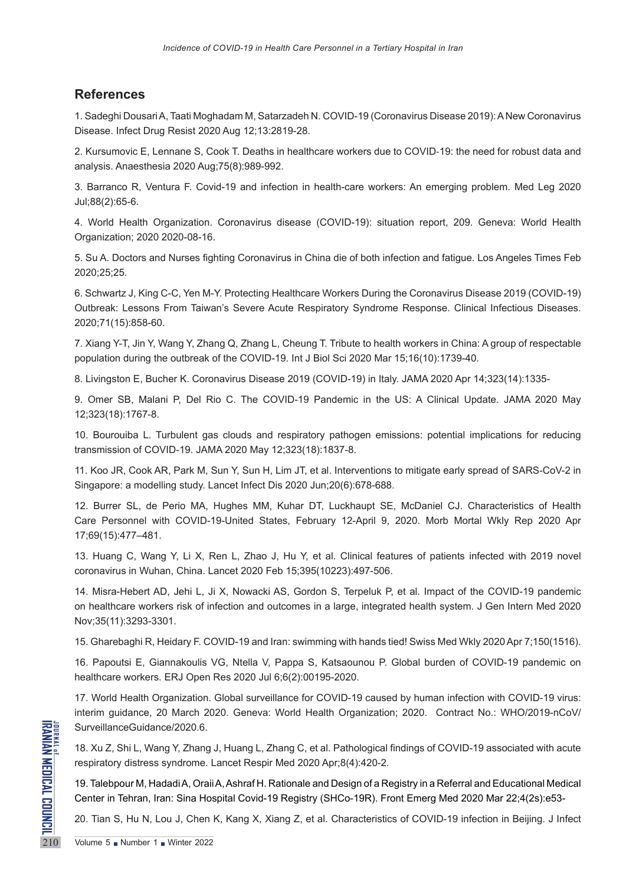## References

1. Sadeghi Dousari A, Taati Moghadam M, Satarzadeh N. COVID-19 (Coronavirus Disease 2019): A New Coronavirus Disease. Infect Drug Resist 2020 Aug 12;13:2819-28.

2. Kursumovic E, Lennane S, Cook T. Deaths in healthcare workers due to COVID-19: the need for robust data and analysis. Anaesthesia 2020 Aug;75(8):989-992.

3. Barranco R, Ventura F. Covid-19 and infection in health-care workers: An emerging problem. Med Leg 2020 Jul;88(2):65-6.

4. World Health Organization. Coronavirus disease (COVID-19): situation report, 209. Geneva: World Health Organization; 2020 2020-08-16.

5. Su A. Doctors and Nurses fighting Coronavirus in China die of both infection and fatigue. Los Angeles Times Feb 2020;25;25.

6. Schwartz J, King C-C, Yen M-Y. Protecting Healthcare Workers During the Coronavirus Disease 2019 (COVID-19) Outbreak: Lessons From Taiwan's Severe Acute Respiratory Syndrome Response. Clinical Infectious Diseases. 2020;71(15):858-60.

7. Xiang Y-T, Jin Y, Wang Y, Zhang Q, Zhang L, Cheung T. Tribute to health workers in China: A group of respectable population during the outbreak of the COVID-19. Int J Biol Sci 2020 Mar 15;16(10):1739-40.

8. Livingston E, Bucher K. Coronavirus Disease 2019 (COVID-19) in Italy. JAMA 2020 Apr 14;323(14):1335-

9. Omer SB, Malani P, Del Rio C. The COVID-19 Pandemic in the US: A Clinical Update. JAMA 2020 May 12;323(18):1767-8.

10. Bourouiba L. Turbulent gas clouds and respiratory pathogen emissions: potential implications for reducing transmission of COVID-19. JAMA 2020 May 12;323(18):1837-8.

11. Koo JR, Cook AR, Park M, Sun Y, Sun H, Lim JT, et al. Interventions to mitigate early spread of SARS-CoV-2 in Singapore: a modelling study. Lancet Infect Dis 2020 Jun;20(6):678-688.

12. Burrer SL, de Perio MA, Hughes MM, Kuhar DT, Luckhaupt SE, McDaniel CJ. Characteristics of Health Care Personnel with COVID-19-United States, February 12-April 9, 2020. Morb Mortal Wkly Rep 2020 Apr 17;69(15):477–481.

13. Huang C, Wang Y, Li X, Ren L, Zhao J, Hu Y, et al. Clinical features of patients infected with 2019 novel coronavirus in Wuhan, China. Lancet 2020 Feb 15;395(10223):497-506.

14. Misra-Hebert AD, Jehi L, Ji X, Nowacki AS, Gordon S, Terpeluk P, et al. Impact of the COVID-19 pandemic on healthcare workers risk of infection and outcomes in a large, integrated health system. J Gen Intern Med 2020 Nov;35(11):3293-3301.

15. Gharebaghi R, Heidary F. COVID-19 and Iran: swimming with hands tied! Swiss Med Wkly 2020 Apr 7;150(1516).

16. Papoutsi E, Giannakoulis VG, Ntella V, Pappa S, Katsaounou P. Global burden of COVID-19 pandemic on healthcare workers. ERJ Open Res 2020 Jul 6;6(2):00195-2020.

17. World Health Organization. Global surveillance for COVID-19 caused by human infection with COVID-19 virus: interim guidance, 20 March 2020. Geneva: World Health Organization; 2020. Contract No.: WHO/2019-nCoV/SurveillanceGuidance/2020.6.

18. Xu Z, Shi L, Wang Y, Zhang J, Huang L, Zhang C, et al. Pathological findings of COVID-19 associated with acute respiratory distress syndrome. Lancet Respir Med 2020 Apr;8(4):420-2.

19. Talebpour M, Hadadi A, Oraii A, Ashraf H. Rationale and Design of a Registry in a Referral and Educational Medical Center in Tehran, Iran: Sina Hospital Covid-19 Registry (SHCo-19R). Front Emerg Med 2020 Mar 22;4(2s):e53-

20. Tian S, Hu N, Lou J, Chen K, Kang X, Xiang Z, et al. Characteristics of COVID-19 infection in Beijing. J Infect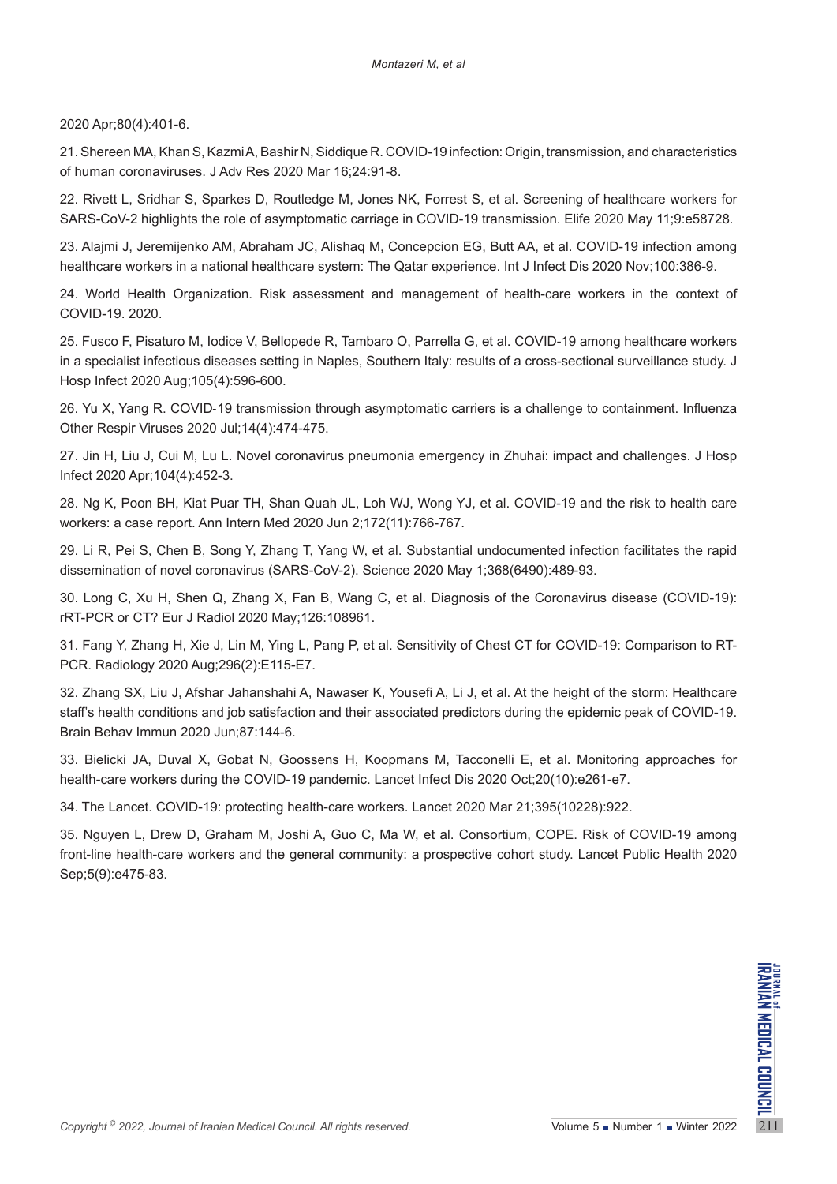2020 Apr;80(4):401-6.

21. Shereen MA, Khan S, Kazmi A, Bashir N, Siddique R. COVID-19 infection: Origin, transmission, and characteristics of human coronaviruses. J Adv Res 2020 Mar 16;24:91-8.

22. Rivett L, Sridhar S, Sparkes D, Routledge M, Jones NK, Forrest S, et al. Screening of healthcare workers for SARS-CoV-2 highlights the role of asymptomatic carriage in COVID-19 transmission. Elife 2020 May 11;9:e58728.

23. Alajmi J, Jeremijenko AM, Abraham JC, Alishaq M, Concepcion EG, Butt AA, et al. COVID-19 infection among healthcare workers in a national healthcare system: The Qatar experience. Int J Infect Dis 2020 Nov;100:386-9.

24. World Health Organization. Risk assessment and management of health-care workers in the context of COVID-19. 2020.

25. Fusco F, Pisaturo M, Iodice V, Bellopede R, Tambaro O, Parrella G, et al. COVID-19 among healthcare workers in a specialist infectious diseases setting in Naples, Southern Italy: results of a cross-sectional surveillance study. J Hosp Infect 2020 Aug;105(4):596-600.

26. Yu X, Yang R. COVID‐19 transmission through asymptomatic carriers is a challenge to containment. Influenza Other Respir Viruses 2020 Jul;14(4):474-475.

27. Jin H, Liu J, Cui M, Lu L. Novel coronavirus pneumonia emergency in Zhuhai: impact and challenges. J Hosp Infect 2020 Apr;104(4):452-3.

28. Ng K, Poon BH, Kiat Puar TH, Shan Quah JL, Loh WJ, Wong YJ, et al. COVID-19 and the risk to health care workers: a case report. Ann Intern Med 2020 Jun 2;172(11):766-767.

29. Li R, Pei S, Chen B, Song Y, Zhang T, Yang W, et al. Substantial undocumented infection facilitates the rapid dissemination of novel coronavirus (SARS-CoV-2). Science 2020 May 1;368(6490):489-93.

30. Long C, Xu H, Shen Q, Zhang X, Fan B, Wang C, et al. Diagnosis of the Coronavirus disease (COVID-19): rRT-PCR or CT? Eur J Radiol 2020 May;126:108961.

31. Fang Y, Zhang H, Xie J, Lin M, Ying L, Pang P, et al. Sensitivity of Chest CT for COVID-19: Comparison to RT-PCR. Radiology 2020 Aug;296(2):E115-E7.

32. Zhang SX, Liu J, Afshar Jahanshahi A, Nawaser K, Yousefi A, Li J, et al. At the height of the storm: Healthcare staff's health conditions and job satisfaction and their associated predictors during the epidemic peak of COVID-19. Brain Behav Immun 2020 Jun;87:144-6.

33. Bielicki JA, Duval X, Gobat N, Goossens H, Koopmans M, Tacconelli E, et al. Monitoring approaches for health-care workers during the COVID-19 pandemic. Lancet Infect Dis 2020 Oct;20(10):e261-e7.

34. The Lancet. COVID-19: protecting health-care workers. Lancet 2020 Mar 21;395(10228):922.

35. Nguyen L, Drew D, Graham M, Joshi A, Guo C, Ma W, et al. Consortium, COPE. Risk of COVID-19 among front-line health-care workers and the general community: a prospective cohort study. Lancet Public Health 2020 Sep;5(9):e475-83.